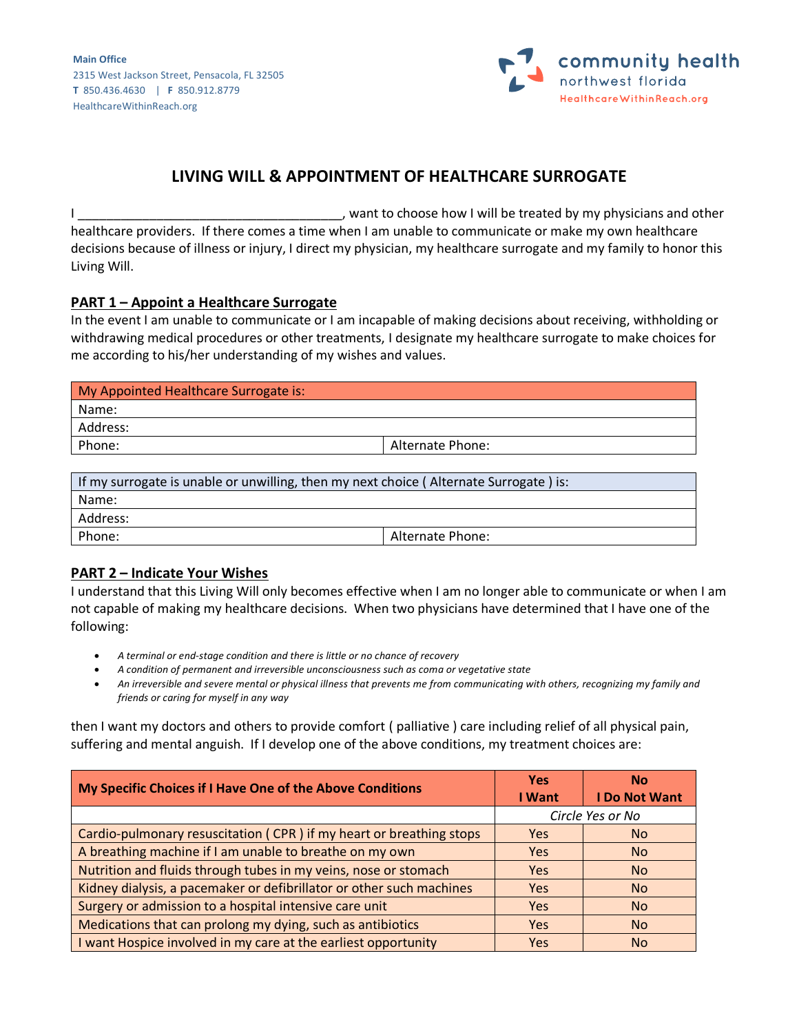Main Office
2315 West Jackson Street, Pensacola, FL 32505
T 850.436.4630 | F 850.912.8779
HealthcareWithinReach.org

community health
northwest florida
HealthcareWithinReach.org

# LIVING WILL & APPOINTMENT OF HEALTHCARE SURROGATE

I _____________________________________, want to choose how I will be treated by my physicians and other healthcare providers. If there comes a time when I am unable to communicate or make my own healthcare decisions because of illness or injury, I direct my physician, my healthcare surrogate and my family to honor this Living Will.

## PART 1 – Appoint a Healthcare Surrogate

In the event I am unable to communicate or I am incapable of making decisions about receiving, withholding or withdrawing medical procedures or other treatments, I designate my healthcare surrogate to make choices for me according to his/her understanding of my wishes and values.

| My Appointed Healthcare Surrogate is: | |
|---|---|
| Name: | |
| Address: | |
| Phone: | Alternate Phone: |

| If my surrogate is unable or unwilling, then my next choice ( Alternate Surrogate ) is: | |
|---|---|
| Name: | |
| Address: | |
| Phone: | Alternate Phone: |

## PART 2 – Indicate Your Wishes

I understand that this Living Will only becomes effective when I am no longer able to communicate or when I am not capable of making my healthcare decisions. When two physicians have determined that I have one of the following:

- *A terminal or end-stage condition and there is little or no chance of recovery*
- *A condition of permanent and irreversible unconsciousness such as coma or vegetative state*
- *An irreversible and severe mental or physical illness that prevents me from communicating with others, recognizing my family and friends or caring for myself in any way*

then I want my doctors and others to provide comfort ( palliative ) care including relief of all physical pain, suffering and mental anguish. If I develop one of the above conditions, my treatment choices are:

| My Specific Choices if I Have One of the Above Conditions | Yes I Want | No I Do Not Want |
|---|---|---|
| | *Circle Yes or No* | |
| Cardio-pulmonary resuscitation ( CPR ) if my heart or breathing stops | Yes | No |
| A breathing machine if I am unable to breathe on my own | Yes | No |
| Nutrition and fluids through tubes in my veins, nose or stomach | Yes | No |
| Kidney dialysis, a pacemaker or defibrillator or other such machines | Yes | No |
| Surgery or admission to a hospital intensive care unit | Yes | No |
| Medications that can prolong my dying, such as antibiotics | Yes | No |
| I want Hospice involved in my care at the earliest opportunity | Yes | No |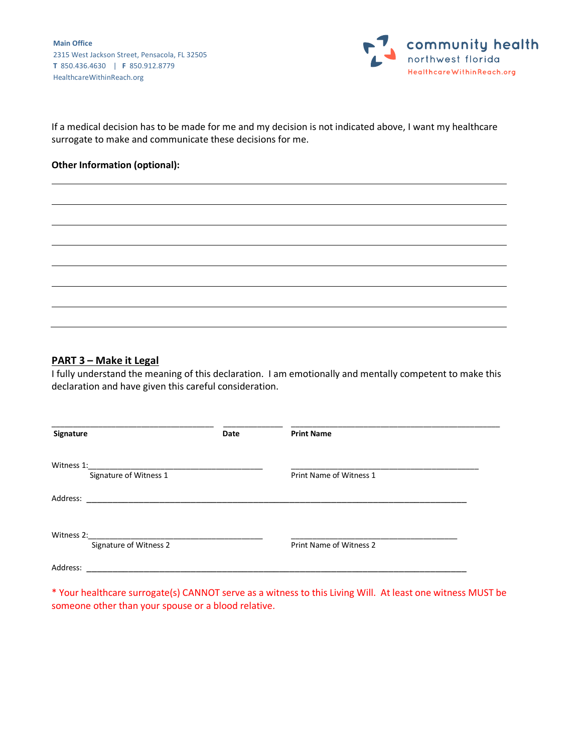If a medical decision has to be made for me and my decision is not indicated above, I want my healthcare surrogate to make and communicate these decisions for me.

**Other Information (optional):**

________________________________________________________________________________

________________________________________________________________________________

________________________________________________________________________________

________________________________________________________________________________

________________________________________________________________________________

________________________________________________________________________________

________________________________________________________________________________

________________________________________________________________________________

## PART 3 – Make it Legal

I fully understand the meaning of this declaration. I am emotionally and mentally competent to make this declaration and have given this careful consideration.

____________________________________ ______________ ______________________________________________

**Signature** **Date** **Print Name**

Witness 1:________________________________________ ____________________________________________

Signature of Witness 1 Print Name of Witness 1

Address: __________________________________________________________________________________________

Witness 2:________________________________________ ______________________________________

Signature of Witness 2 Print Name of Witness 2

Address: __________________________________________________________________________________________

* Your healthcare surrogate(s) CANNOT serve as a witness to this Living Will. At least one witness MUST be someone other than your spouse or a blood relative.